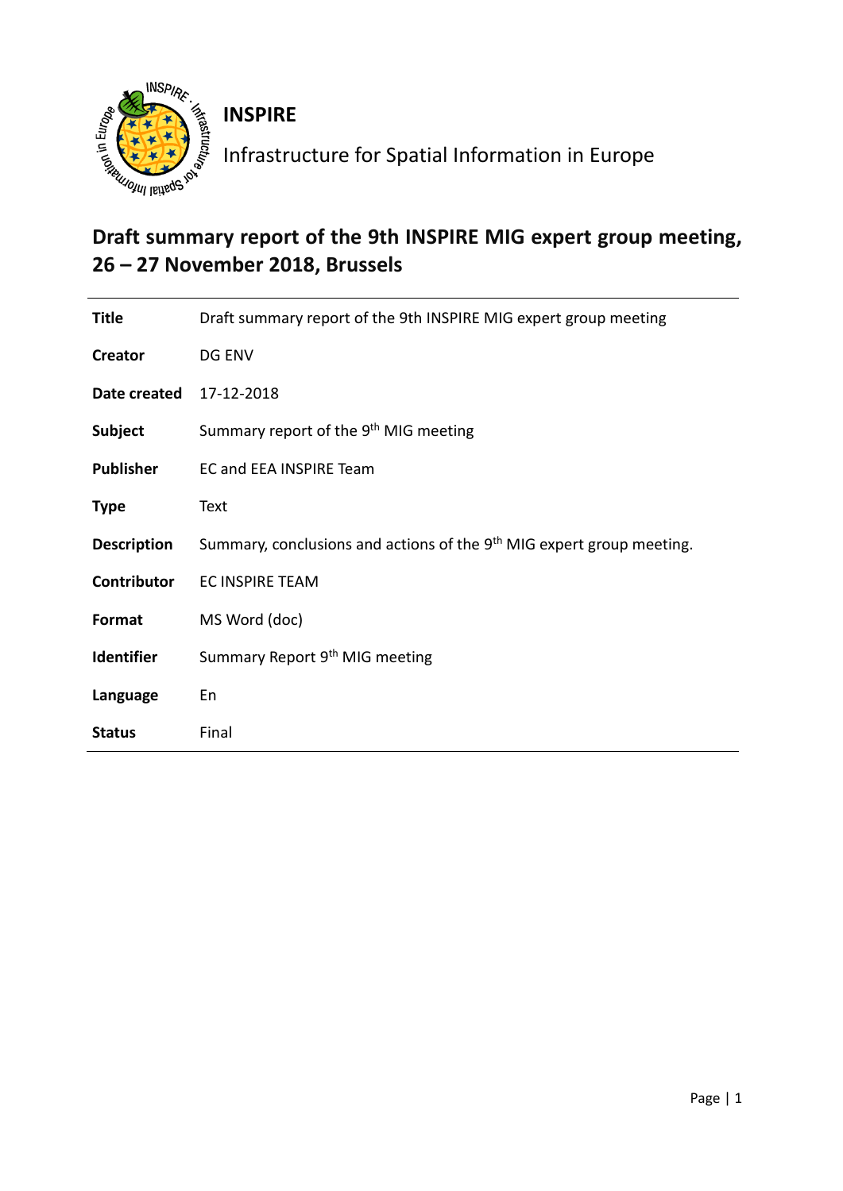**INSPIRE**

Infrastructure for Spatial Information in Europe

# Draft summary report of the 9th INSPIRE MIG expert group meeting, 26 – 27 November 2018, Brussels

| | |
|---|---|
| **Title** | Draft summary report of the 9th INSPIRE MIG expert group meeting |
| **Creator** | DG ENV |
| **Date created** | 17-12-2018 |
| **Subject** | Summary report of the 9th MIG meeting |
| **Publisher** | EC and EEA INSPIRE Team |
| **Type** | Text |
| **Description** | Summary, conclusions and actions of the 9th MIG expert group meeting. |
| **Contributor** | EC INSPIRE TEAM |
| **Format** | MS Word (doc) |
| **Identifier** | Summary Report 9th MIG meeting |
| **Language** | En |
| **Status** | Final |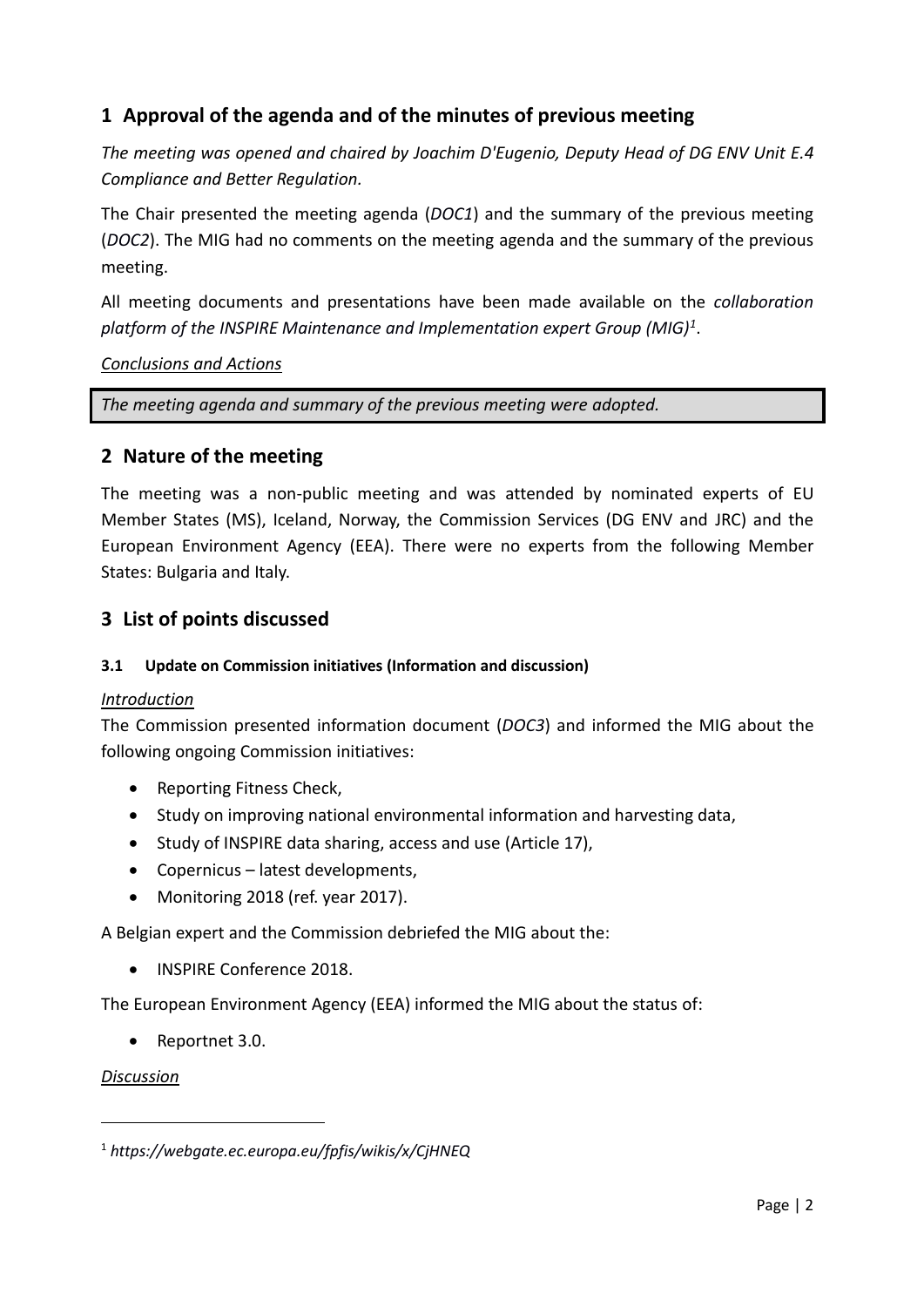# 1 Approval of the agenda and of the minutes of previous meeting

*The meeting was opened and chaired by Joachim D'Eugenio, Deputy Head of DG ENV Unit E.4 Compliance and Better Regulation.*

The Chair presented the meeting agenda (*DOC1*) and the summary of the previous meeting (*DOC2*). The MIG had no comments on the meeting agenda and the summary of the previous meeting.

All meeting documents and presentations have been made available on the *collaboration platform of the INSPIRE Maintenance and Implementation expert Group (MIG)*[1].

*Conclusions and Actions*

*The meeting agenda and summary of the previous meeting were adopted.*

# 2 Nature of the meeting

The meeting was a non-public meeting and was attended by nominated experts of EU Member States (MS), Iceland, Norway, the Commission Services (DG ENV and JRC) and the European Environment Agency (EEA). There were no experts from the following Member States: Bulgaria and Italy.

# 3 List of points discussed

### 3.1 Update on Commission initiatives (Information and discussion)

*Introduction*

The Commission presented information document (*DOC3*) and informed the MIG about the following ongoing Commission initiatives:

- Reporting Fitness Check,
- Study on improving national environmental information and harvesting data,
- Study of INSPIRE data sharing, access and use (Article 17),
- Copernicus – latest developments,
- Monitoring 2018 (ref. year 2017).

A Belgian expert and the Commission debriefed the MIG about the:

- INSPIRE Conference 2018.

The European Environment Agency (EEA) informed the MIG about the status of:

- Reportnet 3.0.

*Discussion*

[1] *https://webgate.ec.europa.eu/fpfis/wikis/x/CjHNEQ*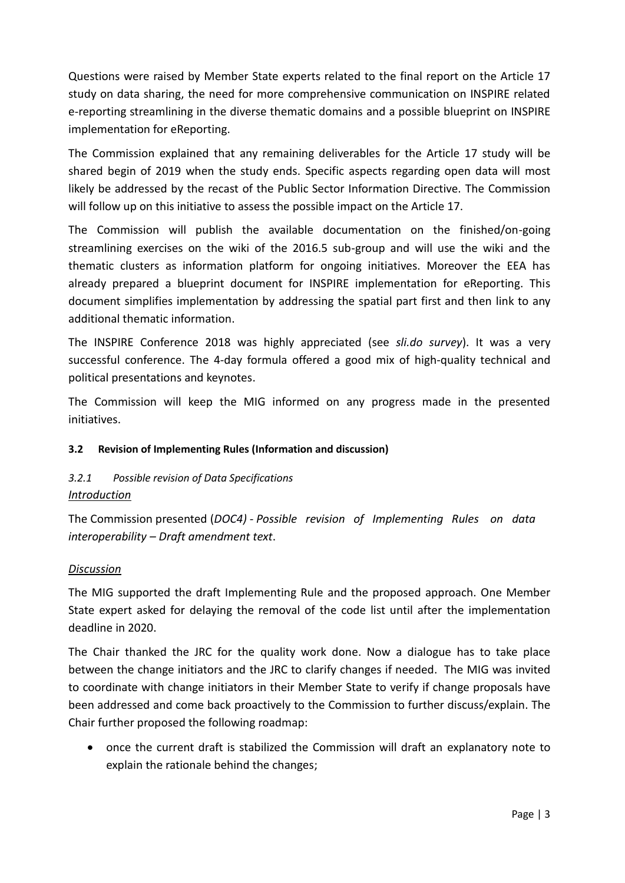Questions were raised by Member State experts related to the final report on the Article 17 study on data sharing, the need for more comprehensive communication on INSPIRE related e-reporting streamlining in the diverse thematic domains and a possible blueprint on INSPIRE implementation for eReporting.

The Commission explained that any remaining deliverables for the Article 17 study will be shared begin of 2019 when the study ends. Specific aspects regarding open data will most likely be addressed by the recast of the Public Sector Information Directive. The Commission will follow up on this initiative to assess the possible impact on the Article 17.

The Commission will publish the available documentation on the finished/on-going streamlining exercises on the wiki of the 2016.5 sub-group and will use the wiki and the thematic clusters as information platform for ongoing initiatives. Moreover the EEA has already prepared a blueprint document for INSPIRE implementation for eReporting. This document simplifies implementation by addressing the spatial part first and then link to any additional thematic information.

The INSPIRE Conference 2018 was highly appreciated (see *sli.do survey*). It was a very successful conference. The 4-day formula offered a good mix of high-quality technical and political presentations and keynotes.

The Commission will keep the MIG informed on any progress made in the presented initiatives.

### 3.2 Revision of Implementing Rules (Information and discussion)

#### *3.2.1 Possible revision of Data Specifications*

*Introduction*

The Commission presented (*DOC4*) - *Possible revision of Implementing Rules on data interoperability – Draft amendment text*.

*Discussion*

The MIG supported the draft Implementing Rule and the proposed approach. One Member State expert asked for delaying the removal of the code list until after the implementation deadline in 2020.

The Chair thanked the JRC for the quality work done. Now a dialogue has to take place between the change initiators and the JRC to clarify changes if needed. The MIG was invited to coordinate with change initiators in their Member State to verify if change proposals have been addressed and come back proactively to the Commission to further discuss/explain. The Chair further proposed the following roadmap:

- once the current draft is stabilized the Commission will draft an explanatory note to explain the rationale behind the changes;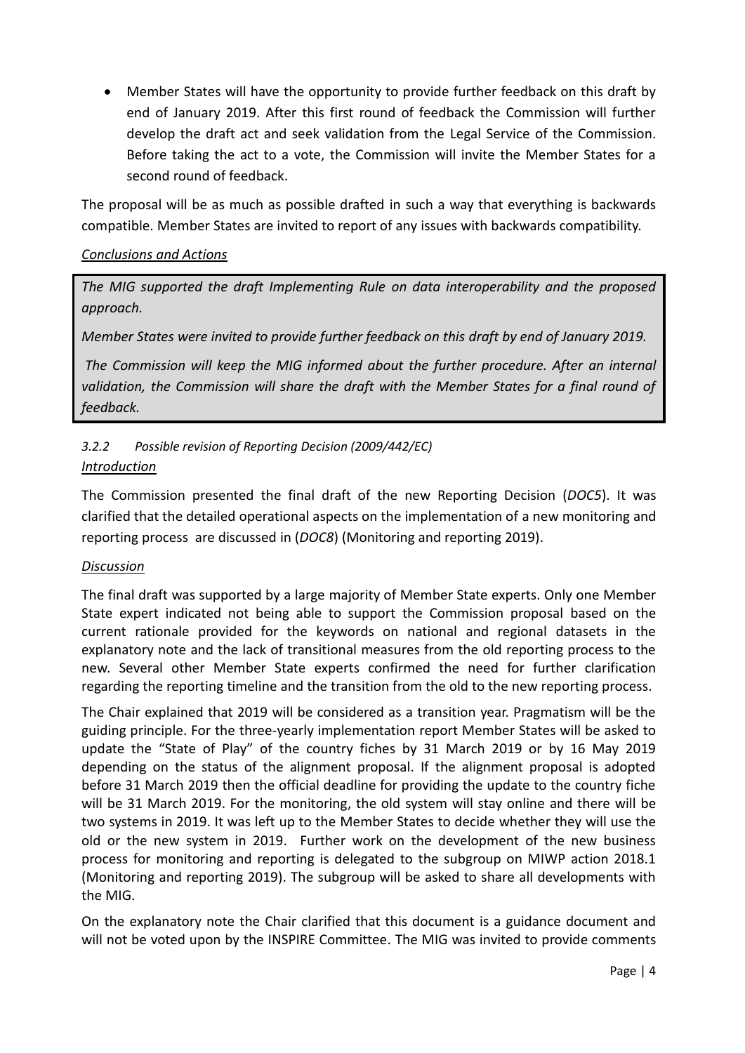- Member States will have the opportunity to provide further feedback on this draft by end of January 2019. After this first round of feedback the Commission will further develop the draft act and seek validation from the Legal Service of the Commission. Before taking the act to a vote, the Commission will invite the Member States for a second round of feedback.

The proposal will be as much as possible drafted in such a way that everything is backwards compatible. Member States are invited to report of any issues with backwards compatibility.

*Conclusions and Actions*

> *The MIG supported the draft Implementing Rule on data interoperability and the proposed approach.*
>
> *Member States were invited to provide further feedback on this draft by end of January 2019.*
>
> *The Commission will keep the MIG informed about the further procedure. After an internal validation, the Commission will share the draft with the Member States for a final round of feedback.*

#### *3.2.2 Possible revision of Reporting Decision (2009/442/EC)*

*Introduction*

The Commission presented the final draft of the new Reporting Decision (*DOC5*). It was clarified that the detailed operational aspects on the implementation of a new monitoring and reporting process are discussed in (*DOC8*) (Monitoring and reporting 2019).

*Discussion*

The final draft was supported by a large majority of Member State experts. Only one Member State expert indicated not being able to support the Commission proposal based on the current rationale provided for the keywords on national and regional datasets in the explanatory note and the lack of transitional measures from the old reporting process to the new. Several other Member State experts confirmed the need for further clarification regarding the reporting timeline and the transition from the old to the new reporting process.

The Chair explained that 2019 will be considered as a transition year. Pragmatism will be the guiding principle. For the three-yearly implementation report Member States will be asked to update the "State of Play" of the country fiches by 31 March 2019 or by 16 May 2019 depending on the status of the alignment proposal. If the alignment proposal is adopted before 31 March 2019 then the official deadline for providing the update to the country fiche will be 31 March 2019. For the monitoring, the old system will stay online and there will be two systems in 2019. It was left up to the Member States to decide whether they will use the old or the new system in 2019. Further work on the development of the new business process for monitoring and reporting is delegated to the subgroup on MIWP action 2018.1 (Monitoring and reporting 2019). The subgroup will be asked to share all developments with the MIG.

On the explanatory note the Chair clarified that this document is a guidance document and will not be voted upon by the INSPIRE Committee. The MIG was invited to provide comments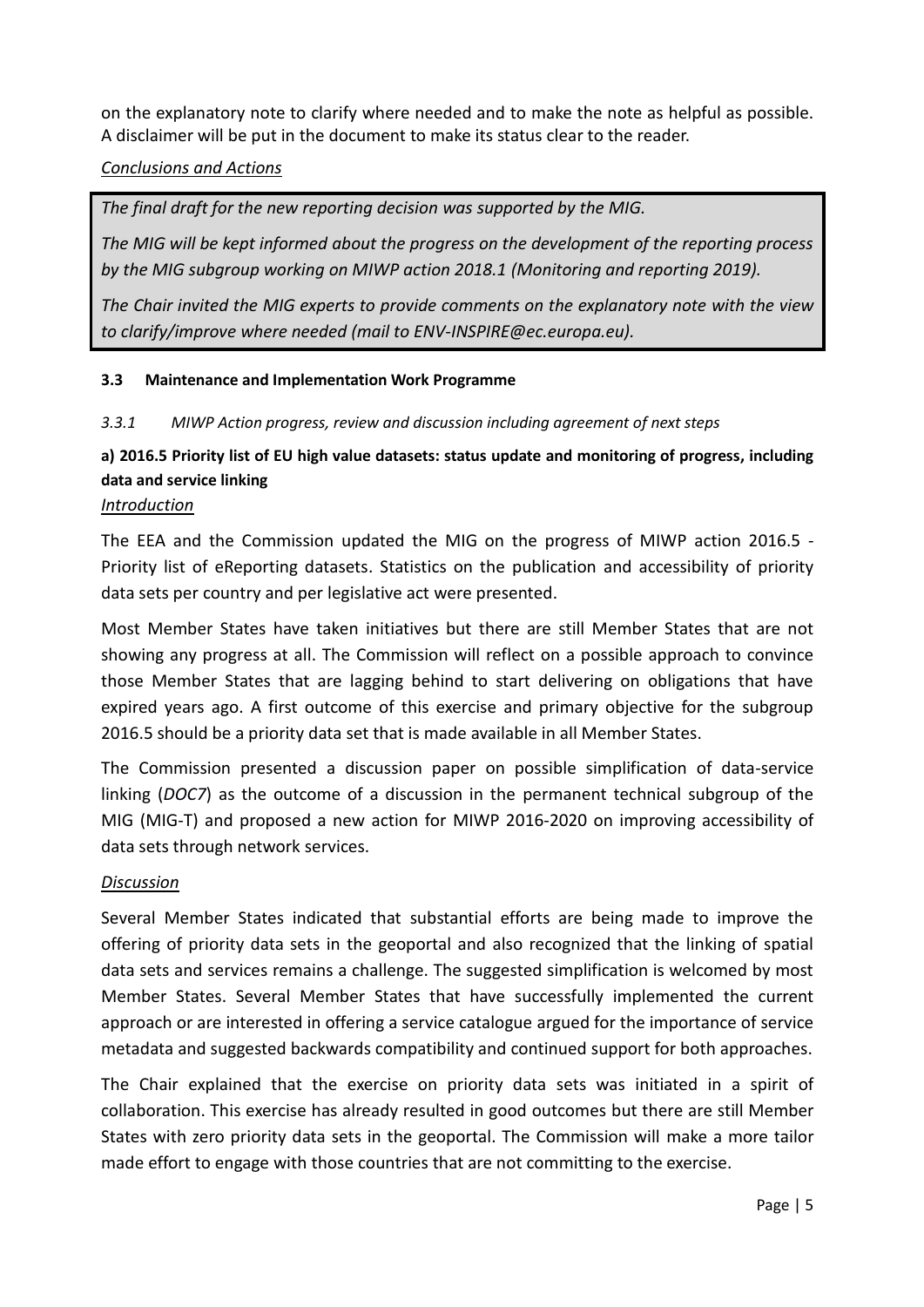on the explanatory note to clarify where needed and to make the note as helpful as possible. A disclaimer will be put in the document to make its status clear to the reader.

*Conclusions and Actions*

*The final draft for the new reporting decision was supported by the MIG.*

*The MIG will be kept informed about the progress on the development of the reporting process by the MIG subgroup working on MIWP action 2018.1 (Monitoring and reporting 2019).*

*The Chair invited the MIG experts to provide comments on the explanatory note with the view to clarify/improve where needed (mail to ENV-INSPIRE@ec.europa.eu).*

### 3.3 Maintenance and Implementation Work Programme

#### *3.3.1 MIWP Action progress, review and discussion including agreement of next steps*

**a) 2016.5 Priority list of EU high value datasets: status update and monitoring of progress, including data and service linking**

*Introduction*

The EEA and the Commission updated the MIG on the progress of MIWP action 2016.5 - Priority list of eReporting datasets. Statistics on the publication and accessibility of priority data sets per country and per legislative act were presented.

Most Member States have taken initiatives but there are still Member States that are not showing any progress at all. The Commission will reflect on a possible approach to convince those Member States that are lagging behind to start delivering on obligations that have expired years ago. A first outcome of this exercise and primary objective for the subgroup 2016.5 should be a priority data set that is made available in all Member States.

The Commission presented a discussion paper on possible simplification of data-service linking (*DOC7*) as the outcome of a discussion in the permanent technical subgroup of the MIG (MIG-T) and proposed a new action for MIWP 2016-2020 on improving accessibility of data sets through network services.

*Discussion*

Several Member States indicated that substantial efforts are being made to improve the offering of priority data sets in the geoportal and also recognized that the linking of spatial data sets and services remains a challenge. The suggested simplification is welcomed by most Member States. Several Member States that have successfully implemented the current approach or are interested in offering a service catalogue argued for the importance of service metadata and suggested backwards compatibility and continued support for both approaches.

The Chair explained that the exercise on priority data sets was initiated in a spirit of collaboration. This exercise has already resulted in good outcomes but there are still Member States with zero priority data sets in the geoportal. The Commission will make a more tailor made effort to engage with those countries that are not committing to the exercise.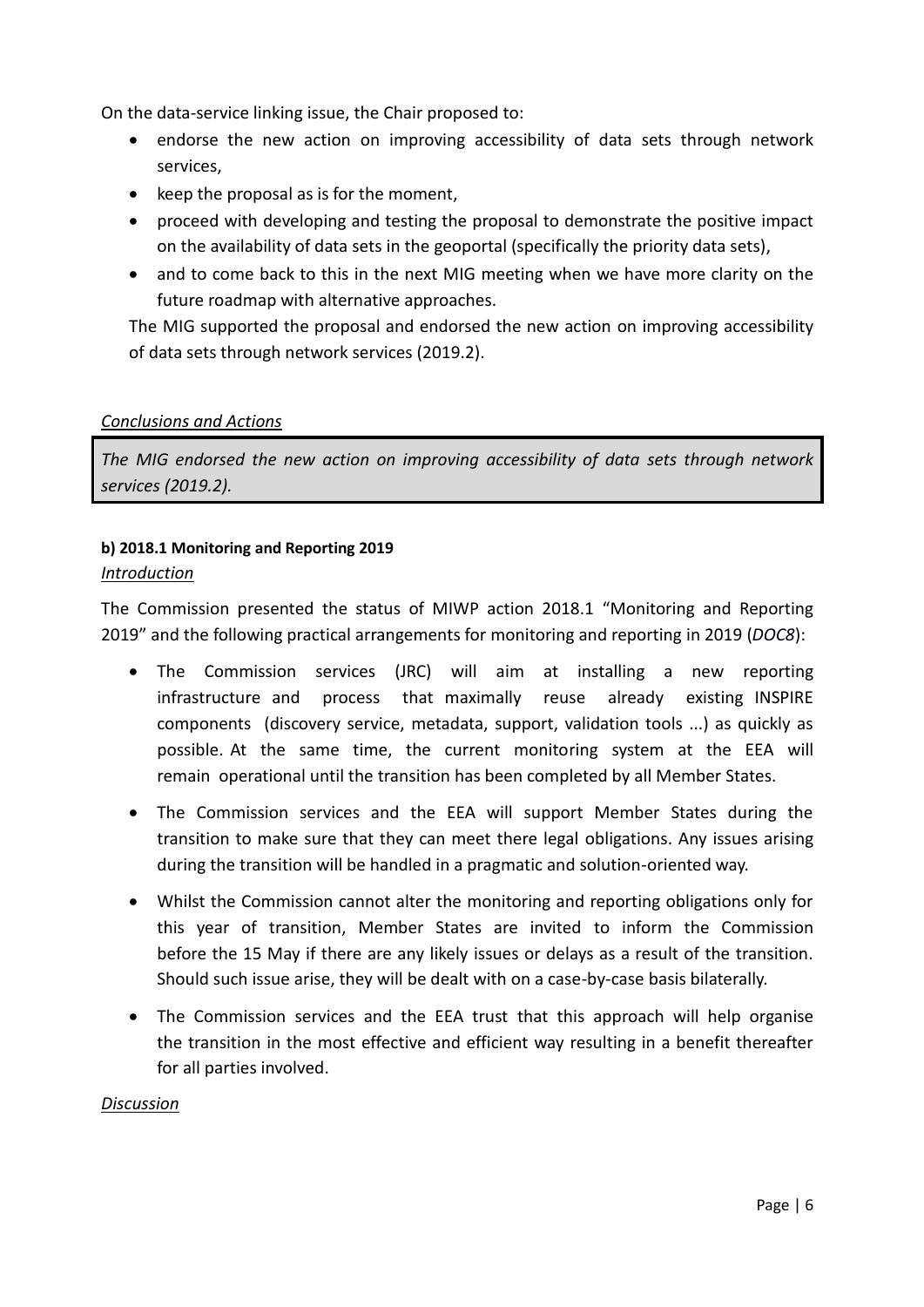On the data-service linking issue, the Chair proposed to:

- endorse the new action on improving accessibility of data sets through network services,
- keep the proposal as is for the moment,
- proceed with developing and testing the proposal to demonstrate the positive impact on the availability of data sets in the geoportal (specifically the priority data sets),
- and to come back to this in the next MIG meeting when we have more clarity on the future roadmap with alternative approaches.

The MIG supported the proposal and endorsed the new action on improving accessibility of data sets through network services (2019.2).

*Conclusions and Actions*

*The MIG endorsed the new action on improving accessibility of data sets through network services (2019.2).*

**b) 2018.1 Monitoring and Reporting 2019**

*Introduction*

The Commission presented the status of MIWP action 2018.1 "Monitoring and Reporting 2019" and the following practical arrangements for monitoring and reporting in 2019 (*DOC8*):

- The Commission services (JRC) will aim at installing a new reporting infrastructure and process that maximally reuse already existing INSPIRE components (discovery service, metadata, support, validation tools ...) as quickly as possible. At the same time, the current monitoring system at the EEA will remain operational until the transition has been completed by all Member States.
- The Commission services and the EEA will support Member States during the transition to make sure that they can meet there legal obligations. Any issues arising during the transition will be handled in a pragmatic and solution-oriented way.
- Whilst the Commission cannot alter the monitoring and reporting obligations only for this year of transition, Member States are invited to inform the Commission before the 15 May if there are any likely issues or delays as a result of the transition. Should such issue arise, they will be dealt with on a case-by-case basis bilaterally.
- The Commission services and the EEA trust that this approach will help organise the transition in the most effective and efficient way resulting in a benefit thereafter for all parties involved.

*Discussion*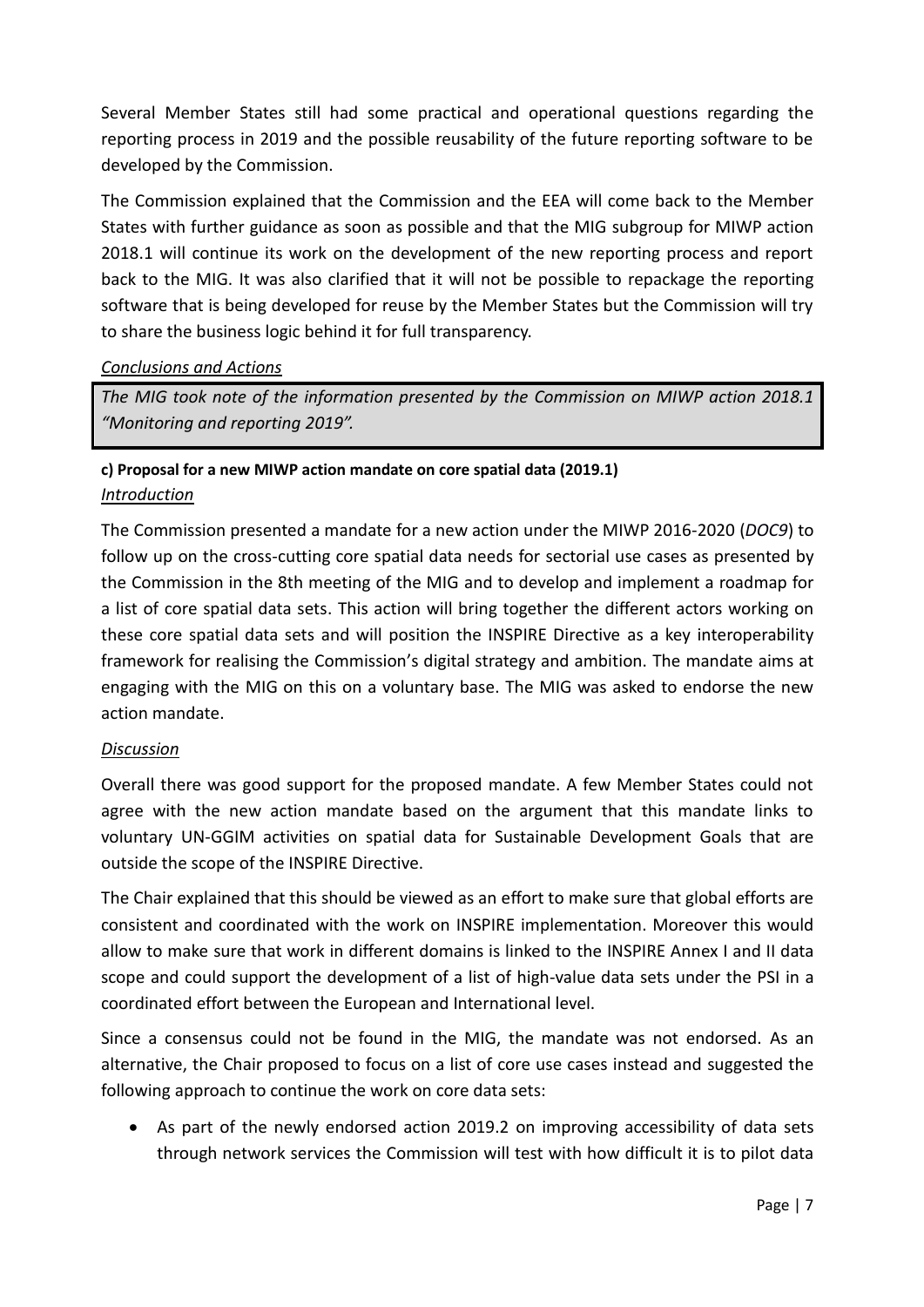Several Member States still had some practical and operational questions regarding the reporting process in 2019 and the possible reusability of the future reporting software to be developed by the Commission.

The Commission explained that the Commission and the EEA will come back to the Member States with further guidance as soon as possible and that the MIG subgroup for MIWP action 2018.1 will continue its work on the development of the new reporting process and report back to the MIG. It was also clarified that it will not be possible to repackage the reporting software that is being developed for reuse by the Member States but the Commission will try to share the business logic behind it for full transparency.

*Conclusions and Actions*

> *The MIG took note of the information presented by the Commission on MIWP action 2018.1 "Monitoring and reporting 2019".*

**c) Proposal for a new MIWP action mandate on core spatial data (2019.1)**

*Introduction*

The Commission presented a mandate for a new action under the MIWP 2016-2020 (*DOC9*) to follow up on the cross-cutting core spatial data needs for sectorial use cases as presented by the Commission in the 8th meeting of the MIG and to develop and implement a roadmap for a list of core spatial data sets. This action will bring together the different actors working on these core spatial data sets and will position the INSPIRE Directive as a key interoperability framework for realising the Commission's digital strategy and ambition. The mandate aims at engaging with the MIG on this on a voluntary base. The MIG was asked to endorse the new action mandate.

*Discussion*

Overall there was good support for the proposed mandate. A few Member States could not agree with the new action mandate based on the argument that this mandate links to voluntary UN-GGIM activities on spatial data for Sustainable Development Goals that are outside the scope of the INSPIRE Directive.

The Chair explained that this should be viewed as an effort to make sure that global efforts are consistent and coordinated with the work on INSPIRE implementation. Moreover this would allow to make sure that work in different domains is linked to the INSPIRE Annex I and II data scope and could support the development of a list of high-value data sets under the PSI in a coordinated effort between the European and International level.

Since a consensus could not be found in the MIG, the mandate was not endorsed. As an alternative, the Chair proposed to focus on a list of core use cases instead and suggested the following approach to continue the work on core data sets:

- As part of the newly endorsed action 2019.2 on improving accessibility of data sets through network services the Commission will test with how difficult it is to pilot data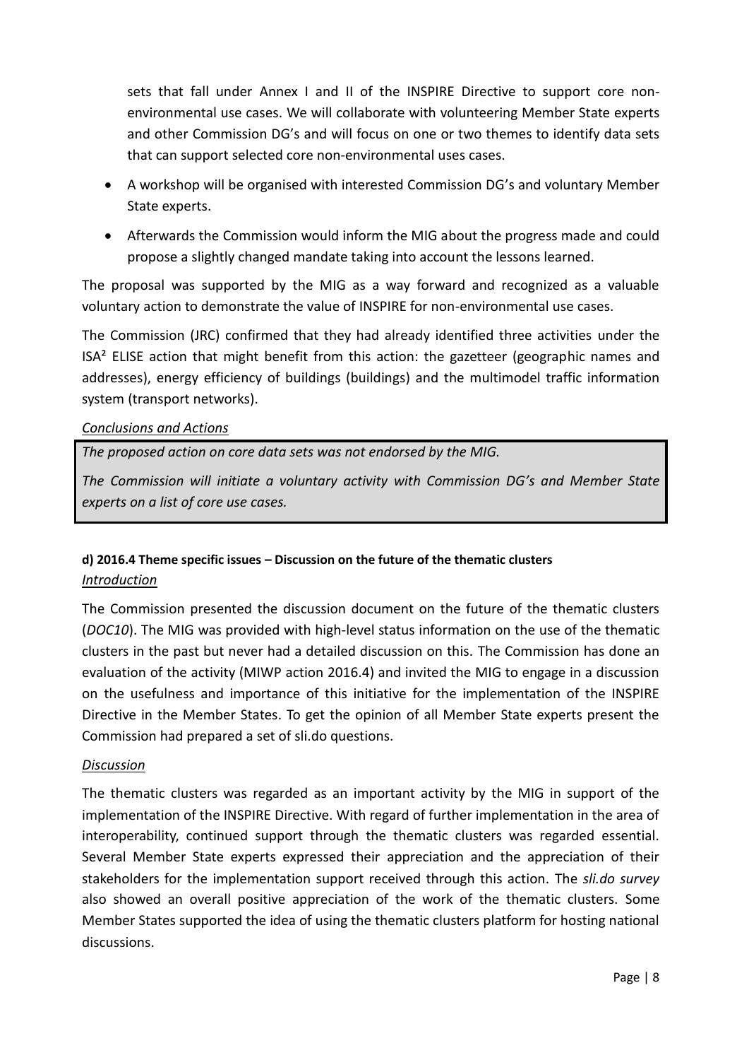sets that fall under Annex I and II of the INSPIRE Directive to support core non-environmental use cases. We will collaborate with volunteering Member State experts and other Commission DG's and will focus on one or two themes to identify data sets that can support selected core non-environmental uses cases.

- A workshop will be organised with interested Commission DG's and voluntary Member State experts.
- Afterwards the Commission would inform the MIG about the progress made and could propose a slightly changed mandate taking into account the lessons learned.

The proposal was supported by the MIG as a way forward and recognized as a valuable voluntary action to demonstrate the value of INSPIRE for non-environmental use cases.

The Commission (JRC) confirmed that they had already identified three activities under the ISA² ELISE action that might benefit from this action: the gazetteer (geographic names and addresses), energy efficiency of buildings (buildings) and the multimodel traffic information system (transport networks).

*Conclusions and Actions*

*The proposed action on core data sets was not endorsed by the MIG.*

*The Commission will initiate a voluntary activity with Commission DG's and Member State experts on a list of core use cases.*

#### d) 2016.4 Theme specific issues – Discussion on the future of the thematic clusters

*Introduction*

The Commission presented the discussion document on the future of the thematic clusters (*DOC10*). The MIG was provided with high-level status information on the use of the thematic clusters in the past but never had a detailed discussion on this. The Commission has done an evaluation of the activity (MIWP action 2016.4) and invited the MIG to engage in a discussion on the usefulness and importance of this initiative for the implementation of the INSPIRE Directive in the Member States. To get the opinion of all Member State experts present the Commission had prepared a set of sli.do questions.

*Discussion*

The thematic clusters was regarded as an important activity by the MIG in support of the implementation of the INSPIRE Directive. With regard of further implementation in the area of interoperability, continued support through the thematic clusters was regarded essential. Several Member State experts expressed their appreciation and the appreciation of their stakeholders for the implementation support received through this action. The *sli.do survey* also showed an overall positive appreciation of the work of the thematic clusters. Some Member States supported the idea of using the thematic clusters platform for hosting national discussions.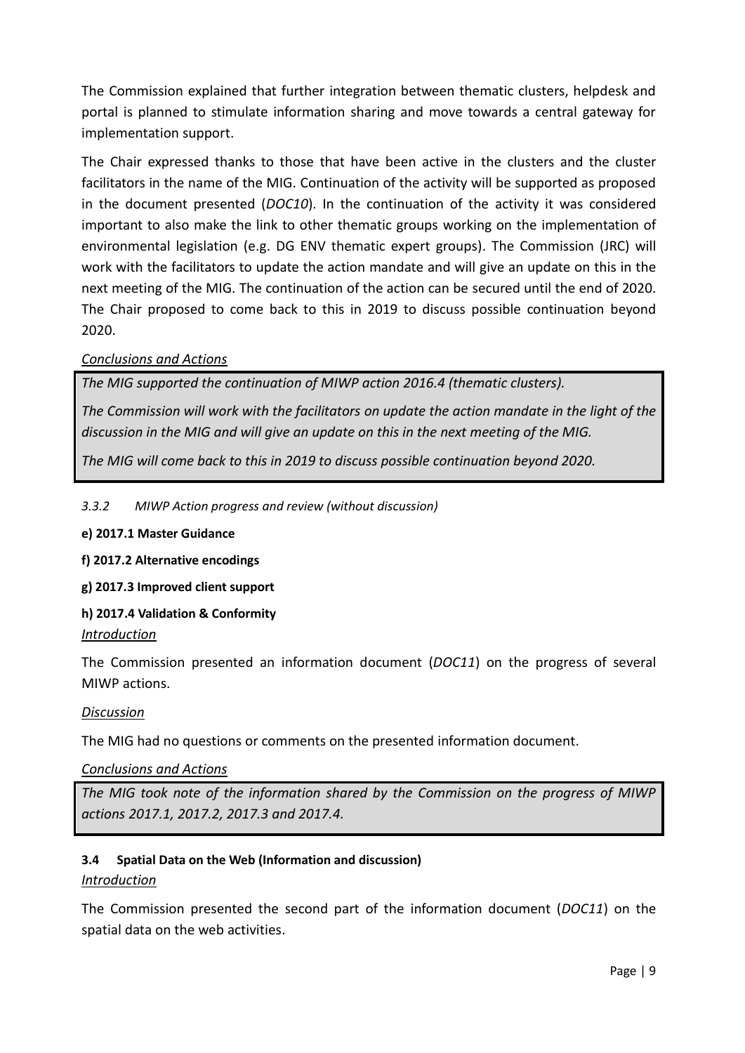The Commission explained that further integration between thematic clusters, helpdesk and portal is planned to stimulate information sharing and move towards a central gateway for implementation support.

The Chair expressed thanks to those that have been active in the clusters and the cluster facilitators in the name of the MIG. Continuation of the activity will be supported as proposed in the document presented (*DOC10*). In the continuation of the activity it was considered important to also make the link to other thematic groups working on the implementation of environmental legislation (e.g. DG ENV thematic expert groups). The Commission (JRC) will work with the facilitators to update the action mandate and will give an update on this in the next meeting of the MIG. The continuation of the action can be secured until the end of 2020. The Chair proposed to come back to this in 2019 to discuss possible continuation beyond 2020.

*Conclusions and Actions*

> *The MIG supported the continuation of MIWP action 2016.4 (thematic clusters).*
>
> *The Commission will work with the facilitators on update the action mandate in the light of the discussion in the MIG and will give an update on this in the next meeting of the MIG.*
>
> *The MIG will come back to this in 2019 to discuss possible continuation beyond 2020.*

#### *3.3.2 MIWP Action progress and review (without discussion)*

**e) 2017.1 Master Guidance**

**f) 2017.2 Alternative encodings**

**g) 2017.3 Improved client support**

**h) 2017.4 Validation & Conformity**

*Introduction*

The Commission presented an information document (*DOC11*) on the progress of several MIWP actions.

*Discussion*

The MIG had no questions or comments on the presented information document.

*Conclusions and Actions*

> *The MIG took note of the information shared by the Commission on the progress of MIWP actions 2017.1, 2017.2, 2017.3 and 2017.4.*

### 3.4 Spatial Data on the Web (Information and discussion)

*Introduction*

The Commission presented the second part of the information document (*DOC11*) on the spatial data on the web activities.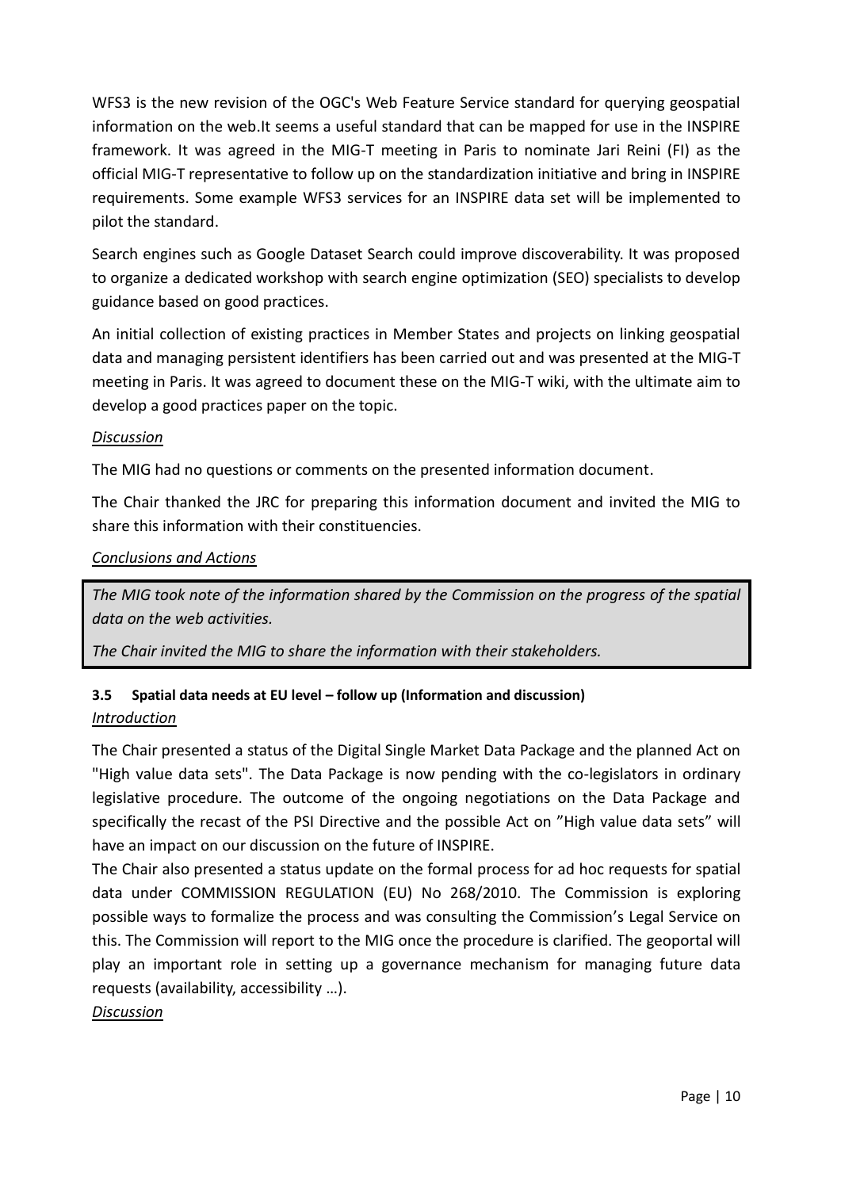WFS3 is the new revision of the OGC's Web Feature Service standard for querying geospatial information on the web.It seems a useful standard that can be mapped for use in the INSPIRE framework. It was agreed in the MIG-T meeting in Paris to nominate Jari Reini (FI) as the official MIG-T representative to follow up on the standardization initiative and bring in INSPIRE requirements. Some example WFS3 services for an INSPIRE data set will be implemented to pilot the standard.

Search engines such as Google Dataset Search could improve discoverability. It was proposed to organize a dedicated workshop with search engine optimization (SEO) specialists to develop guidance based on good practices.

An initial collection of existing practices in Member States and projects on linking geospatial data and managing persistent identifiers has been carried out and was presented at the MIG-T meeting in Paris. It was agreed to document these on the MIG-T wiki, with the ultimate aim to develop a good practices paper on the topic.

*Discussion*

The MIG had no questions or comments on the presented information document.

The Chair thanked the JRC for preparing this information document and invited the MIG to share this information with their constituencies.

*Conclusions and Actions*

*The MIG took note of the information shared by the Commission on the progress of the spatial data on the web activities.*

*The Chair invited the MIG to share the information with their stakeholders.*

### 3.5 Spatial data needs at EU level – follow up (Information and discussion)

*Introduction*

The Chair presented a status of the Digital Single Market Data Package and the planned Act on "High value data sets". The Data Package is now pending with the co-legislators in ordinary legislative procedure. The outcome of the ongoing negotiations on the Data Package and specifically the recast of the PSI Directive and the possible Act on "High value data sets" will have an impact on our discussion on the future of INSPIRE.

The Chair also presented a status update on the formal process for ad hoc requests for spatial data under COMMISSION REGULATION (EU) No 268/2010. The Commission is exploring possible ways to formalize the process and was consulting the Commission's Legal Service on this. The Commission will report to the MIG once the procedure is clarified. The geoportal will play an important role in setting up a governance mechanism for managing future data requests (availability, accessibility …).

*Discussion*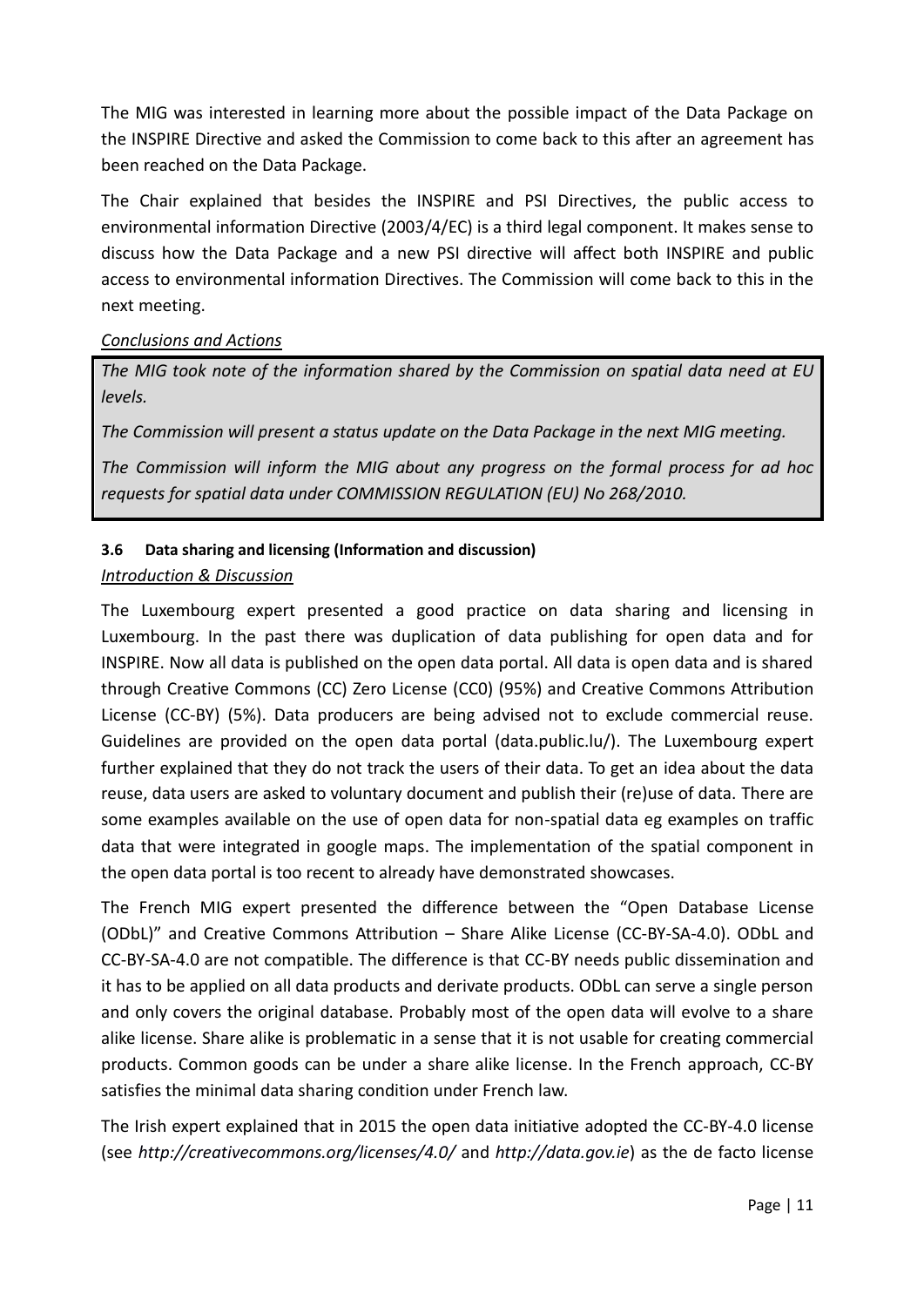The MIG was interested in learning more about the possible impact of the Data Package on the INSPIRE Directive and asked the Commission to come back to this after an agreement has been reached on the Data Package.

The Chair explained that besides the INSPIRE and PSI Directives, the public access to environmental information Directive (2003/4/EC) is a third legal component. It makes sense to discuss how the Data Package and a new PSI directive will affect both INSPIRE and public access to environmental information Directives. The Commission will come back to this in the next meeting.

*Conclusions and Actions*

> *The MIG took note of the information shared by the Commission on spatial data need at EU levels.*
>
> *The Commission will present a status update on the Data Package in the next MIG meeting.*
>
> *The Commission will inform the MIG about any progress on the formal process for ad hoc requests for spatial data under COMMISSION REGULATION (EU) No 268/2010.*

### 3.6 Data sharing and licensing (Information and discussion)

*Introduction & Discussion*

The Luxembourg expert presented a good practice on data sharing and licensing in Luxembourg. In the past there was duplication of data publishing for open data and for INSPIRE. Now all data is published on the open data portal. All data is open data and is shared through Creative Commons (CC) Zero License (CC0) (95%) and Creative Commons Attribution License (CC-BY) (5%). Data producers are being advised not to exclude commercial reuse. Guidelines are provided on the open data portal (data.public.lu/). The Luxembourg expert further explained that they do not track the users of their data. To get an idea about the data reuse, data users are asked to voluntary document and publish their (re)use of data. There are some examples available on the use of open data for non-spatial data eg examples on traffic data that were integrated in google maps. The implementation of the spatial component in the open data portal is too recent to already have demonstrated showcases.

The French MIG expert presented the difference between the "Open Database License (ODbL)" and Creative Commons Attribution – Share Alike License (CC-BY-SA-4.0). ODbL and CC-BY-SA-4.0 are not compatible. The difference is that CC-BY needs public dissemination and it has to be applied on all data products and derivate products. ODbL can serve a single person and only covers the original database. Probably most of the open data will evolve to a share alike license. Share alike is problematic in a sense that it is not usable for creating commercial products. Common goods can be under a share alike license. In the French approach, CC-BY satisfies the minimal data sharing condition under French law.

The Irish expert explained that in 2015 the open data initiative adopted the CC-BY-4.0 license (see *http://creativecommons.org/licenses/4.0/* and *http://data.gov.ie*) as the de facto license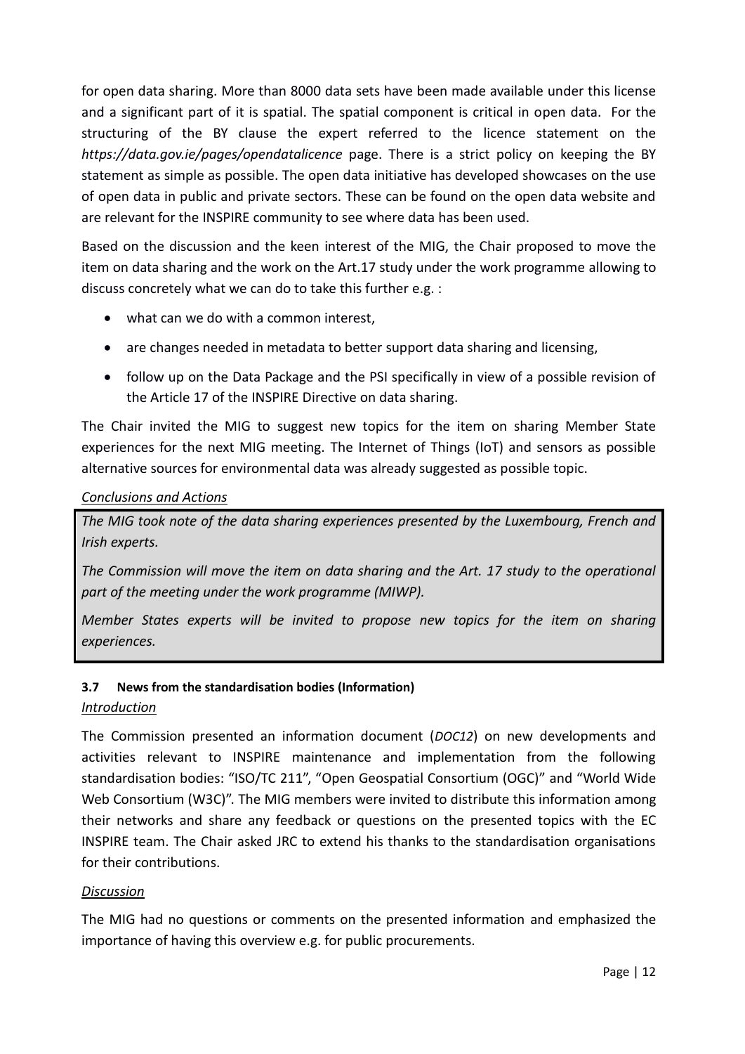for open data sharing. More than 8000 data sets have been made available under this license and a significant part of it is spatial. The spatial component is critical in open data. For the structuring of the BY clause the expert referred to the licence statement on the *https://data.gov.ie/pages/opendatalicence* page. There is a strict policy on keeping the BY statement as simple as possible. The open data initiative has developed showcases on the use of open data in public and private sectors. These can be found on the open data website and are relevant for the INSPIRE community to see where data has been used.

Based on the discussion and the keen interest of the MIG, the Chair proposed to move the item on data sharing and the work on the Art.17 study under the work programme allowing to discuss concretely what we can do to take this further e.g. :

- what can we do with a common interest,
- are changes needed in metadata to better support data sharing and licensing,
- follow up on the Data Package and the PSI specifically in view of a possible revision of the Article 17 of the INSPIRE Directive on data sharing.

The Chair invited the MIG to suggest new topics for the item on sharing Member State experiences for the next MIG meeting. The Internet of Things (IoT) and sensors as possible alternative sources for environmental data was already suggested as possible topic.

*Conclusions and Actions*

*The MIG took note of the data sharing experiences presented by the Luxembourg, French and Irish experts.*

*The Commission will move the item on data sharing and the Art. 17 study to the operational part of the meeting under the work programme (MIWP).*

*Member States experts will be invited to propose new topics for the item on sharing experiences.*

#### 3.7 News from the standardisation bodies (Information)

*Introduction*

The Commission presented an information document (*DOC12*) on new developments and activities relevant to INSPIRE maintenance and implementation from the following standardisation bodies: “ISO/TC 211”, “Open Geospatial Consortium (OGC)” and “World Wide Web Consortium (W3C)”. The MIG members were invited to distribute this information among their networks and share any feedback or questions on the presented topics with the EC INSPIRE team. The Chair asked JRC to extend his thanks to the standardisation organisations for their contributions.

*Discussion*

The MIG had no questions or comments on the presented information and emphasized the importance of having this overview e.g. for public procurements.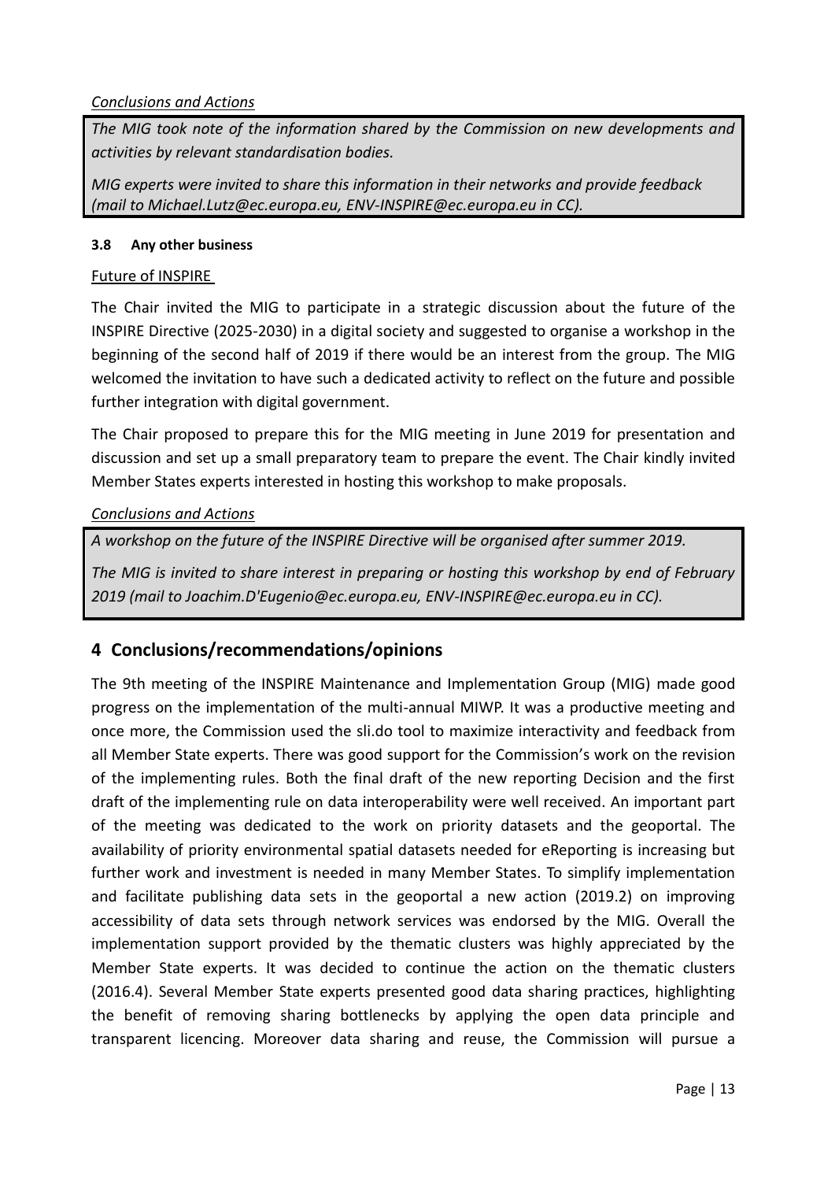*Conclusions and Actions*

*The MIG took note of the information shared by the Commission on new developments and activities by relevant standardisation bodies.*

*MIG experts were invited to share this information in their networks and provide feedback (mail to Michael.Lutz@ec.europa.eu, ENV-INSPIRE@ec.europa.eu in CC).*

#### 3.8 Any other business

Future of INSPIRE

The Chair invited the MIG to participate in a strategic discussion about the future of the INSPIRE Directive (2025-2030) in a digital society and suggested to organise a workshop in the beginning of the second half of 2019 if there would be an interest from the group. The MIG welcomed the invitation to have such a dedicated activity to reflect on the future and possible further integration with digital government.

The Chair proposed to prepare this for the MIG meeting in June 2019 for presentation and discussion and set up a small preparatory team to prepare the event. The Chair kindly invited Member States experts interested in hosting this workshop to make proposals.

*Conclusions and Actions*

*A workshop on the future of the INSPIRE Directive will be organised after summer 2019.*

*The MIG is invited to share interest in preparing or hosting this workshop by end of February 2019 (mail to Joachim.D'Eugenio@ec.europa.eu, ENV-INSPIRE@ec.europa.eu in CC).*

## 4 Conclusions/recommendations/opinions

The 9th meeting of the INSPIRE Maintenance and Implementation Group (MIG) made good progress on the implementation of the multi-annual MIWP. It was a productive meeting and once more, the Commission used the sli.do tool to maximize interactivity and feedback from all Member State experts. There was good support for the Commission's work on the revision of the implementing rules. Both the final draft of the new reporting Decision and the first draft of the implementing rule on data interoperability were well received. An important part of the meeting was dedicated to the work on priority datasets and the geoportal. The availability of priority environmental spatial datasets needed for eReporting is increasing but further work and investment is needed in many Member States. To simplify implementation and facilitate publishing data sets in the geoportal a new action (2019.2) on improving accessibility of data sets through network services was endorsed by the MIG. Overall the implementation support provided by the thematic clusters was highly appreciated by the Member State experts. It was decided to continue the action on the thematic clusters (2016.4). Several Member State experts presented good data sharing practices, highlighting the benefit of removing sharing bottlenecks by applying the open data principle and transparent licencing. Moreover data sharing and reuse, the Commission will pursue a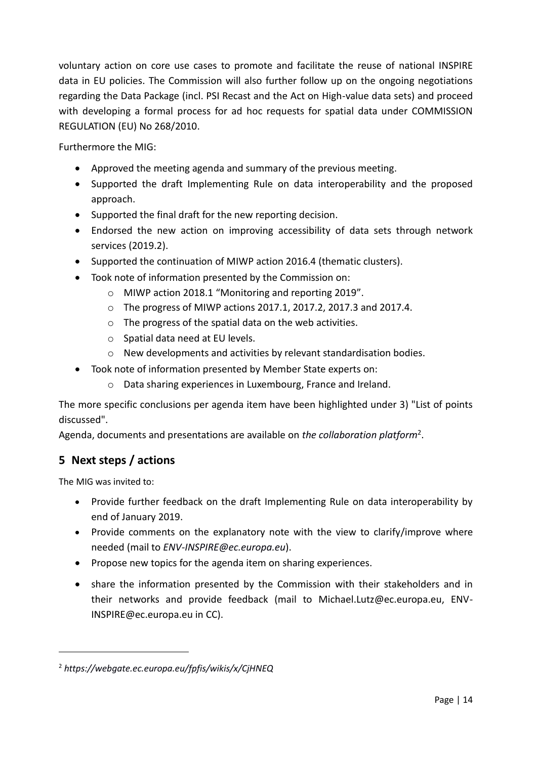voluntary action on core use cases to promote and facilitate the reuse of national INSPIRE data in EU policies. The Commission will also further follow up on the ongoing negotiations regarding the Data Package (incl. PSI Recast and the Act on High-value data sets) and proceed with developing a formal process for ad hoc requests for spatial data under COMMISSION REGULATION (EU) No 268/2010.

Furthermore the MIG:

- Approved the meeting agenda and summary of the previous meeting.
- Supported the draft Implementing Rule on data interoperability and the proposed approach.
- Supported the final draft for the new reporting decision.
- Endorsed the new action on improving accessibility of data sets through network services (2019.2).
- Supported the continuation of MIWP action 2016.4 (thematic clusters).
- Took note of information presented by the Commission on:
  - MIWP action 2018.1 "Monitoring and reporting 2019".
  - The progress of MIWP actions 2017.1, 2017.2, 2017.3 and 2017.4.
  - The progress of the spatial data on the web activities.
  - Spatial data need at EU levels.
  - New developments and activities by relevant standardisation bodies.
- Took note of information presented by Member State experts on:
  - Data sharing experiences in Luxembourg, France and Ireland.

The more specific conclusions per agenda item have been highlighted under 3) "List of points discussed".

Agenda, documents and presentations are available on *the collaboration platform*[2].

## 5 Next steps / actions

The MIG was invited to:

- Provide further feedback on the draft Implementing Rule on data interoperability by end of January 2019.
- Provide comments on the explanatory note with the view to clarify/improve where needed (mail to *ENV-INSPIRE@ec.europa.eu*).
- Propose new topics for the agenda item on sharing experiences.
- share the information presented by the Commission with their stakeholders and in their networks and provide feedback (mail to Michael.Lutz@ec.europa.eu, ENV-INSPIRE@ec.europa.eu in CC).

[2] *https://webgate.ec.europa.eu/fpfis/wikis/x/CjHNEQ*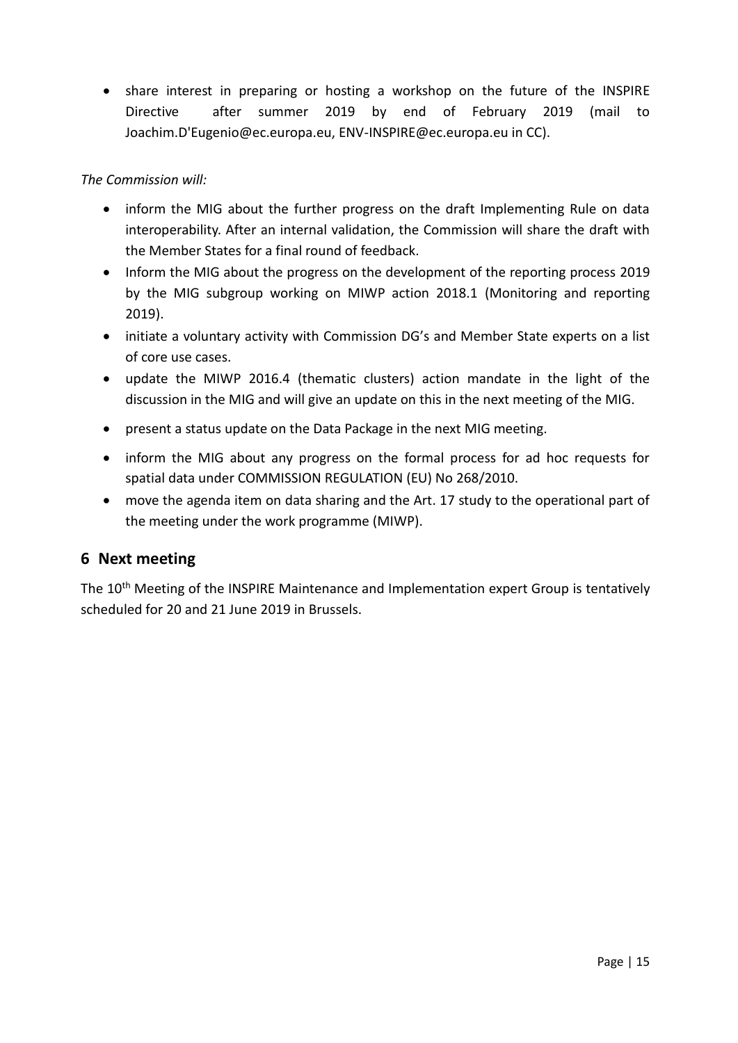- share interest in preparing or hosting a workshop on the future of the INSPIRE Directive after summer 2019 by end of February 2019 (mail to Joachim.D'Eugenio@ec.europa.eu, ENV-INSPIRE@ec.europa.eu in CC).

*The Commission will:*

- inform the MIG about the further progress on the draft Implementing Rule on data interoperability. After an internal validation, the Commission will share the draft with the Member States for a final round of feedback.
- Inform the MIG about the progress on the development of the reporting process 2019 by the MIG subgroup working on MIWP action 2018.1 (Monitoring and reporting 2019).
- initiate a voluntary activity with Commission DG's and Member State experts on a list of core use cases.
- update the MIWP 2016.4 (thematic clusters) action mandate in the light of the discussion in the MIG and will give an update on this in the next meeting of the MIG.
- present a status update on the Data Package in the next MIG meeting.
- inform the MIG about any progress on the formal process for ad hoc requests for spatial data under COMMISSION REGULATION (EU) No 268/2010.
- move the agenda item on data sharing and the Art. 17 study to the operational part of the meeting under the work programme (MIWP).

## 6 Next meeting

The 10th Meeting of the INSPIRE Maintenance and Implementation expert Group is tentatively scheduled for 20 and 21 June 2019 in Brussels.